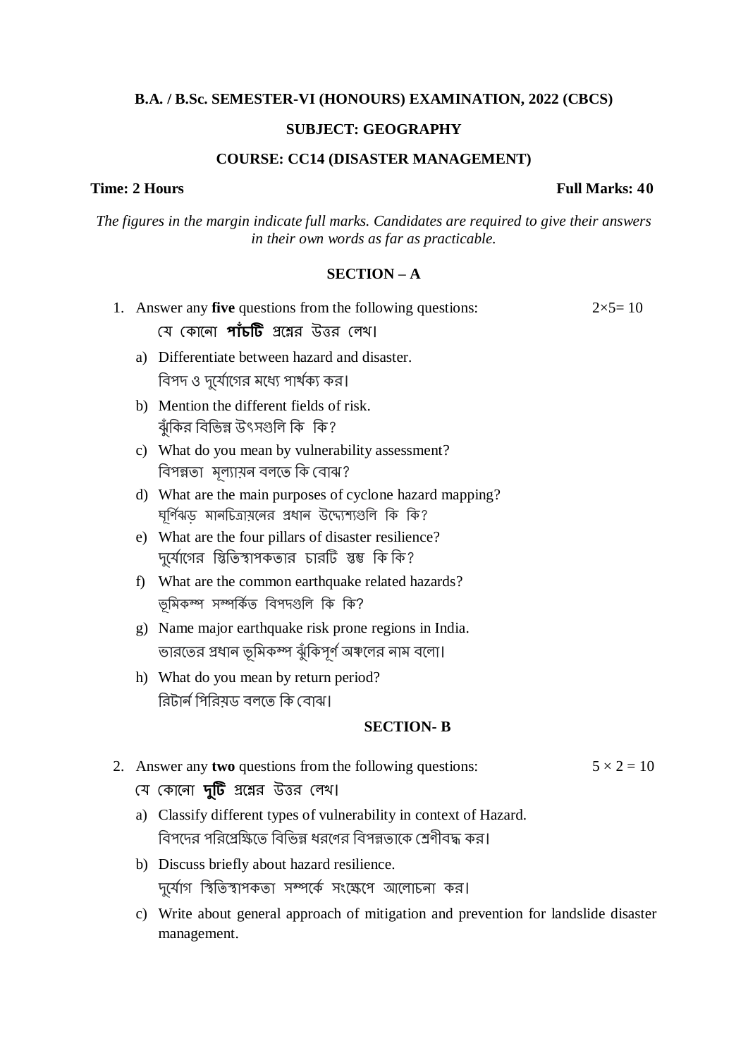**B.A. / B.Sc. SEMESTER-VI (HONOURS) EXAMINATION, 2022 (CBCS)**

**SUBJECT: GEOGRAPHY**

**COURSE: CC14 (DISASTER MANAGEMENT)**

**Time: 2 Hours** **Full Marks: 40**

*The figures in the margin indicate full marks. Candidates are required to give their answers in their own words as far as practicable.*

## SECTION – A

1. Answer any **five** questions from the following questions: $2\times5= 10$

   যে কোনো **পাঁচটি** প্রশ্নের উত্তর লেখ।

   a) Differentiate between hazard and disaster.
   বিপদ ও দুর্যোগের মধ্যে পার্থক্য কর।

   b) Mention the different fields of risk.
   ঝুঁকির বিভিন্ন উৎসগুলি কি কি?

   c) What do you mean by vulnerability assessment?
   বিপন্নতা মূল্যায়ন বলতে কি বোঝ?

   d) What are the main purposes of cyclone hazard mapping?
   ঘূর্ণিঝড় মানচিত্রায়নের প্রধান উদ্দ্যেশ্যগুলি কি কি?

   e) What are the four pillars of disaster resilience?
   দুর্যোগের স্থিতিস্থাপকতার চারটি স্তম্ভ কি কি?

   f) What are the common earthquake related hazards?
   ভূমিকম্প সম্পর্কিত বিপদগুলি কি কি?

   g) Name major earthquake risk prone regions in India.
   ভারতের প্রধান ভূমিকম্প ঝুঁকিপূর্ণ অঞ্চলের নাম বলো।

   h) What do you mean by return period?
   রিটার্ন পিরিয়ড বলতে কি বোঝ।

## SECTION- B

2. Answer any **two** questions from the following questions: $5 \times 2 = 10$

   যে কোনো **দুটি** প্রশ্নের উত্তর লেখ।

   a) Classify different types of vulnerability in context of Hazard.
   বিপদের পরিপ্রেক্ষিতে বিভিন্ন ধরণের বিপন্নতাকে শ্রেণীবদ্ধ কর।

   b) Discuss briefly about hazard resilience.
   দুর্যোগ স্থিতিস্থাপকতা সম্পর্কে সংক্ষেপে আলোচনা কর।

   c) Write about general approach of mitigation and prevention for landslide disaster management.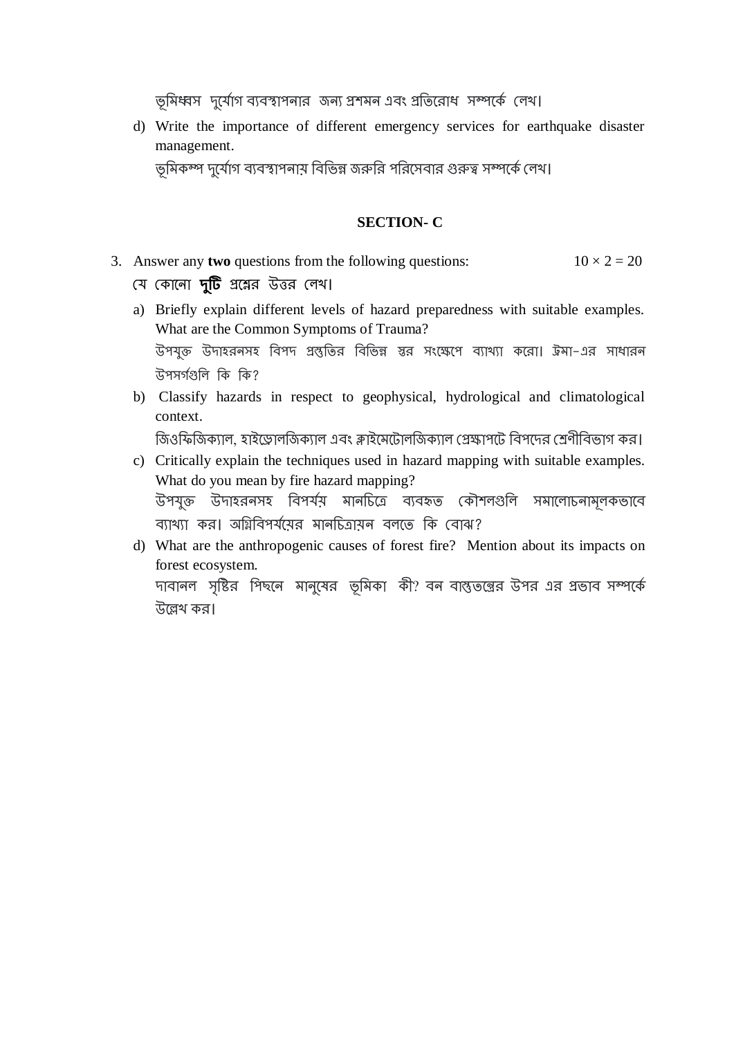ভূমিধ্বস দুর্যোগ ব্যবস্থাপনার জন্য প্রশমন এবং প্রতিরোধ সম্পর্কে লেখ।

d) Write the importance of different emergency services for earthquake disaster management.
ভূমিকম্প দুর্যোগ ব্যবস্থাপনায় বিভিন্ন জরুরি পরিসেবার গুরুত্ব সম্পর্কে লেখ।

## SECTION- C

3. Answer any **two** questions from the following questions: $10 \times 2 = 20$
যে কোনো **দুটি** প্রশ্নের উত্তর লেখ।

a) Briefly explain different levels of hazard preparedness with suitable examples. What are the Common Symptoms of Trauma?
উপযুক্ত উদাহরনসহ বিপদ প্রস্তুতির বিভিন্ন স্তর সংক্ষেপে ব্যাখ্যা করো। ট্রমা–এর সাধারন উপসর্গগুলি কি কি?

b) Classify hazards in respect to geophysical, hydrological and climatological context.
জিওফিজিক্যাল, হাইড্রোলজিক্যাল এবং ক্লাইমেটোলজিক্যাল প্রেক্ষাপটে বিপদের শ্রেণীবিভাগ কর।

c) Critically explain the techniques used in hazard mapping with suitable examples. What do you mean by fire hazard mapping?
উপযুক্ত উদাহরনসহ বিপর্যয় মানচিত্রে ব্যবহৃত কৌশলগুলি সমালোচনামূলকভাবে ব্যাখ্যা কর। অগ্নিবিপর্যয়ের মানচিত্রায়ন বলতে কি বোঝ?

d) What are the anthropogenic causes of forest fire? Mention about its impacts on forest ecosystem.
দাবানল সৃষ্টির পিছনে মানুষের ভূমিকা কী? বন বাস্তুতন্ত্রের উপর এর প্রভাব সম্পর্কে উল্লেখ কর।